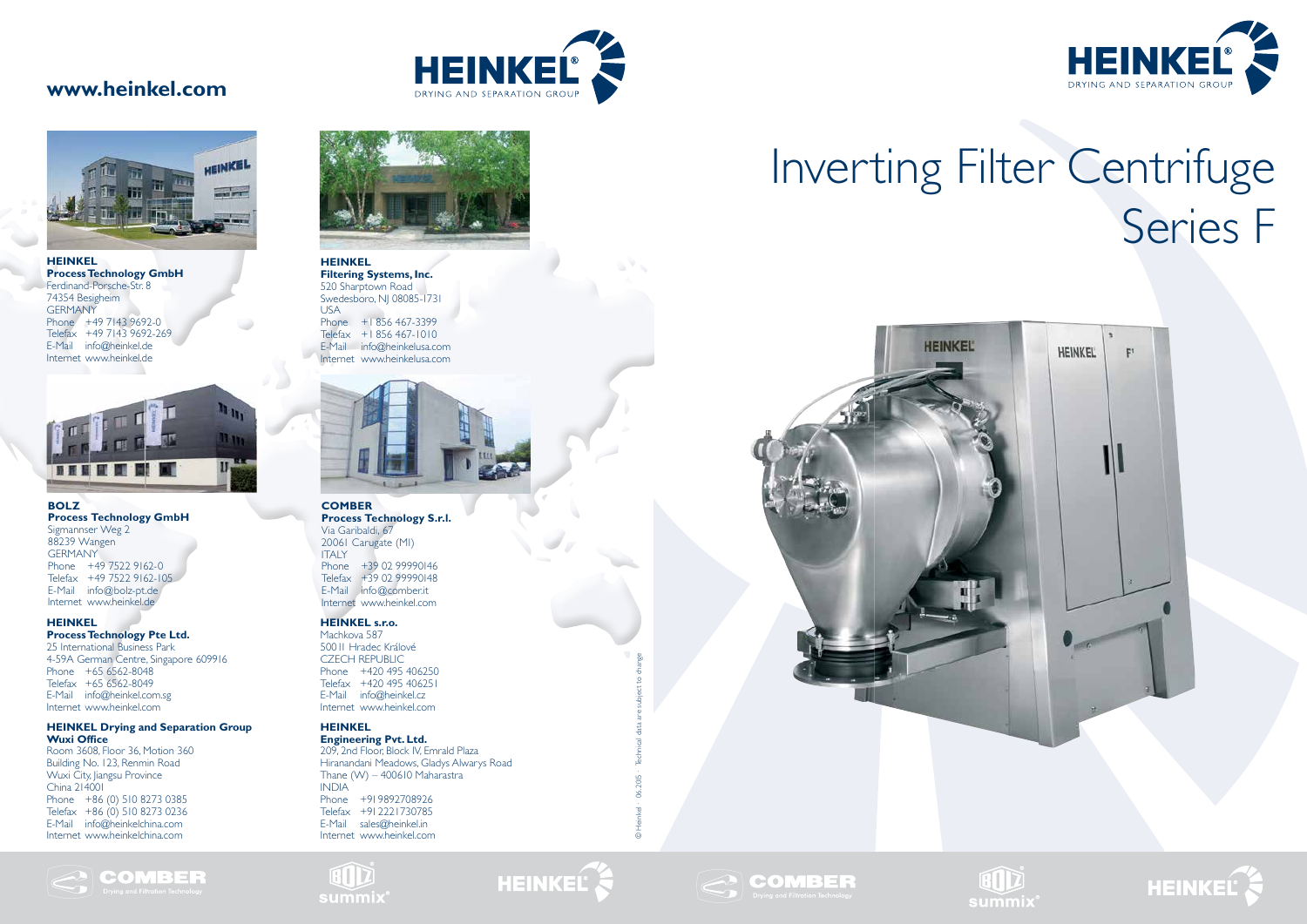www.heinkel.com

**HEINKEL**
**Process Technology GmbH**
Ferdinand-Porsche-Str. 8
74354 Besigheim
GERMANY
Phone +49 7143 9692-0
Telefax +49 7143 9692-269
E-Mail info@heinkel.de
Internet www.heinkel.de

**BOLZ**
**Process Technology GmbH**
Sigmannser Weg 2
88239 Wangen
GERMANY
Phone +49 7522 9162-0
Telefax +49 7522 9162-105
E-Mail info@bolz-pt.de
Internet www.heinkel.de

**HEINKEL**
**Process Technology Pte Ltd.**
25 International Business Park
4-59A German Centre, Singapore 609916
Phone +65 6562-8048
Telefax +65 6562-8049
E-Mail info@heinkel.com.sg
Internet www.heinkel.com

**HEINKEL Drying and Separation Group**
**Wuxi Office**
Room 3608, Floor 36, Motion 360
Building No. 123, Renmin Road
Wuxi City, Jiangsu Province
China 214001
Phone +86 (0) 510 8273 0385
Telefax +86 (0) 510 8273 0236
E-Mail info@heinkelchina.com
Internet www.heinkelchina.com

**HEINKEL**
**Filtering Systems, Inc.**
520 Sharptown Road
Swedesboro, NJ 08085-1731
USA
Phone +1 856 467-3399
Telefax +1 856 467-1010
E-Mail info@heinkelusa.com
Internet www.heinkelusa.com

**COMBER**
**Process Technology S.r.l.**
Via Garibaldi, 67
20061 Carugate (MI)
ITALY
Phone +39 02 99990146
Telefax +39 02 99990148
E-Mail info@comber.it
Internet www.heinkel.com

**HEINKEL s.r.o.**
Machkova 587
500 11 Hradec Králové
CZECH REPUBLIC
Phone +420 495 406250
Telefax +420 495 406251
E-Mail info@heinkel.cz
Internet www.heinkel.com

**HEINKEL**
**Engineering Pvt. Ltd.**
209, 2nd Floor, Block IV, Emrald Plaza
Hiranandani Meadows, Gladys Alwarys Road
Thane (W) – 400610 Maharastra
INDIA
Phone +91 9892708926
Telefax +91 2221730785
E-Mail sales@heinkel.in
Internet www.heinkel.com

© Heinkel · 06.2015 · Technical data are subject to change

HEINKEL DRYING AND SEPARATION GROUP

# Inverting Filter Centrifuge Series F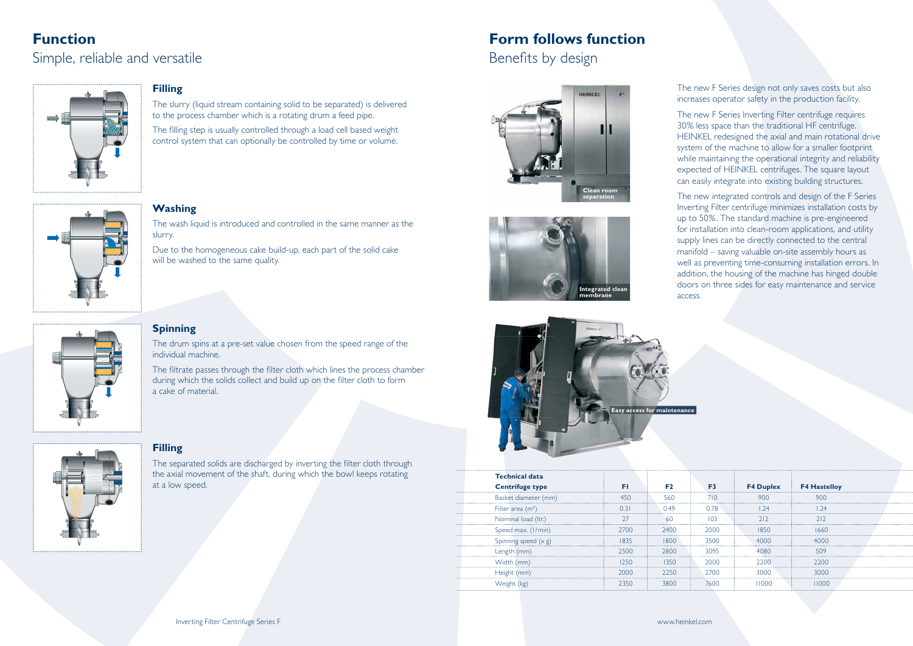## Function

Simple, reliable and versatile

### Filling

The slurry (liquid stream containing solid to be separated) is delivered to the process chamber which is a rotating drum a feed pipe.

The filling step is usually controlled through a load cell based weight control system that can optionally be controlled by time or volume.

### Washing

The wash liquid is introduced and controlled in the same manner as the slurry.

Due to the homogeneous cake build-up, each part of the solid cake will be washed to the same quality.

### Spinning

The drum spins at a pre-set value chosen from the speed range of the individual machine.

The filtrate passes through the filter cloth which lines the process chamber during which the solids collect and build up on the filter cloth to form a cake of material.

### Filling

The separated solids are discharged by inverting the filter cloth through the axial movement of the shaft, during which the bowl keeps rotating at a low speed.

## Form follows function

Benefits by design

Clean room separation

Integrated clean membrane

The new F Series design not only saves costs but also increases operator safety in the production facility.

The new F Series Inverting Filter centrifuge requires 30% less space than the traditional HF centrifuge. HEINKEL redesigned the axial and main rotational drive system of the machine to allow for a smaller footprint while maintaining the operational integrity and reliability expected of HEINKEL centrifuges. The square layout can easily integrate into existing building structures.

The new integrated controls and design of the F Series Inverting Filter centrifuge minimizes installation costs by up to 50%. The standard machine is pre-engineered for installation into clean-room applications, and utility supply lines can be directly connected to the central manifold – saving valuable on-site assembly hours as well as preventing time-consuming installation errors. In addition, the housing of the machine has hinged double doors on three sides for easy maintenance and service access.

Easy access for maintenance

| Technical data<br>Centrifuge type | FI | F2 | F3 | F4 Duplex | F4 Hastelloy |
|---|---|---|---|---|---|
| Basket diameter (mm) | 450 | 560 | 710 | 900 | 900 |
| Filter area (m²) | 0.31 | 0.49 | 0.78 | 1.24 | 1.24 |
| Nominal load (ltr.) | 27 | 60 | 103 | 212 | 212 |
| Speed max. (1/min) | 2700 | 2400 | 2000 | 1850 | 1660 |
| Spinning speed (x g) | 1835 | 1800 | 3500 | 4000 | 4000 |
| Length (mm) | 2500 | 2800 | 3095 | 4080 | 509 |
| Width (mm) | 1250 | 1350 | 2000 | 2200 | 2200 |
| Height (mm) | 2000 | 2250 | 2700 | 3000 | 3000 |
| Weight (kg) | 2350 | 3800 | 7600 | 11000 | 11000 |